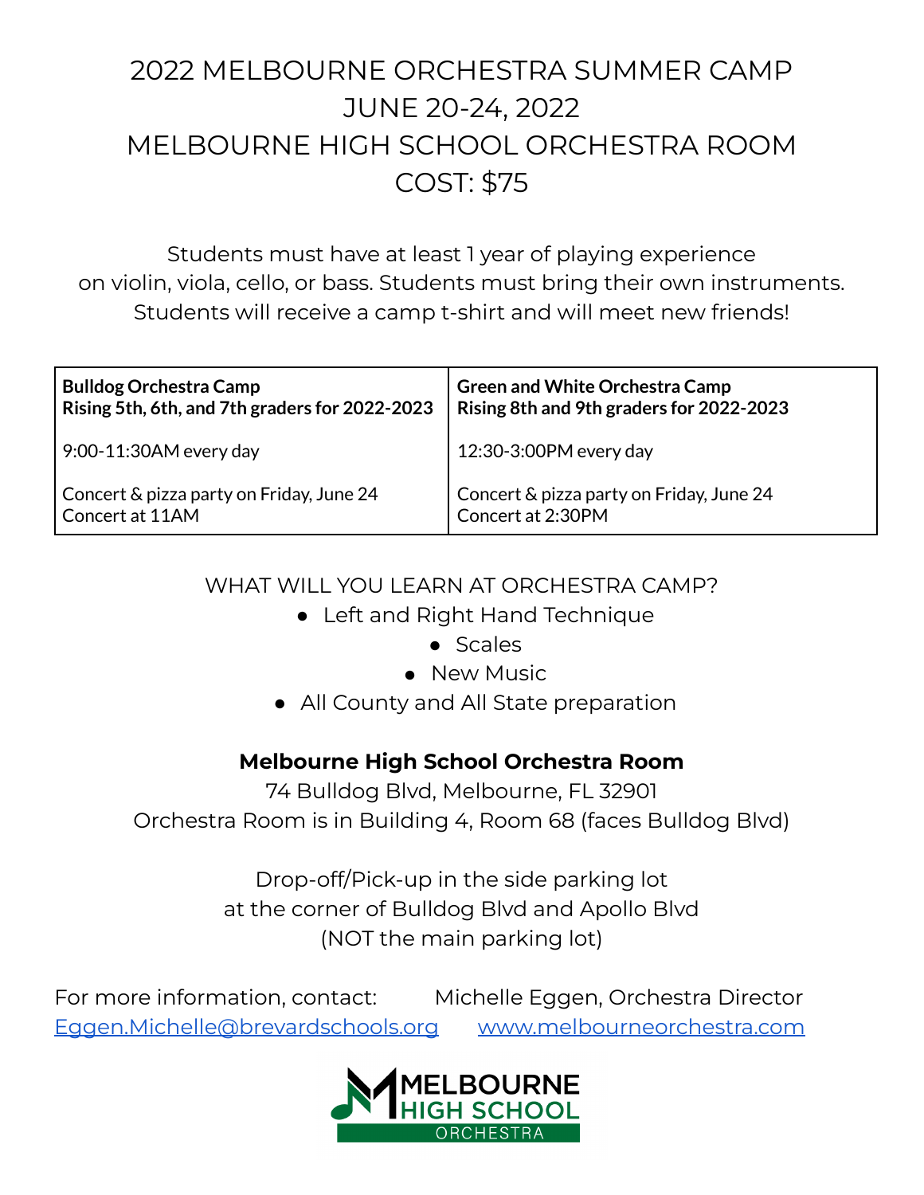# 2022 MELBOURNE ORCHESTRA SUMMER CAMP
# JUNE 20-24, 2022
# MELBOURNE HIGH SCHOOL ORCHESTRA ROOM
# COST: $75

Students must have at least 1 year of playing experience on violin, viola, cello, or bass. Students must bring their own instruments. Students will receive a camp t-shirt and will meet new friends!

| **Bulldog Orchestra Camp**<br>**Rising 5th, 6th, and 7th graders for 2022-2023** | **Green and White Orchestra Camp**<br>**Rising 8th and 9th graders for 2022-2023** |
|---|---|
| 9:00-11:30AM every day | 12:30-3:00PM every day |
| Concert & pizza party on Friday, June 24<br>Concert at 11AM | Concert & pizza party on Friday, June 24<br>Concert at 2:30PM |

WHAT WILL YOU LEARN AT ORCHESTRA CAMP?

- Left and Right Hand Technique
- Scales
- New Music
- All County and All State preparation

**Melbourne High School Orchestra Room**

74 Bulldog Blvd, Melbourne, FL 32901
Orchestra Room is in Building 4, Room 68 (faces Bulldog Blvd)

Drop-off/Pick-up in the side parking lot
at the corner of Bulldog Blvd and Apollo Blvd
(NOT the main parking lot)

For more information, contact: Michelle Eggen, Orchestra Director
[Eggen.Michelle@brevardschools.org](mailto:Eggen.Michelle@brevardschools.org) [www.melbourneorchestra.com](http://www.melbourneorchestra.com)

MELBOURNE HIGH SCHOOL ORCHESTRA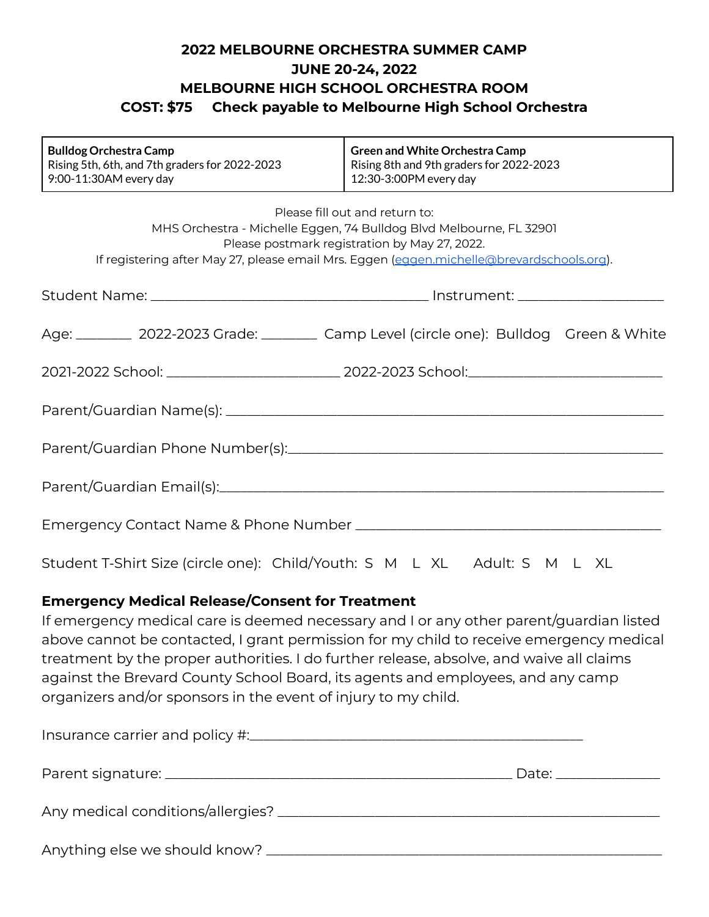# 2022 MELBOURNE ORCHESTRA SUMMER CAMP

## JUNE 20-24, 2022

## MELBOURNE HIGH SCHOOL ORCHESTRA ROOM

## COST: $75 Check payable to Melbourne High School Orchestra

| **Bulldog Orchestra Camp**<br>Rising 5th, 6th, and 7th graders for 2022-2023<br>9:00-11:30AM every day | **Green and White Orchestra Camp**<br>Rising 8th and 9th graders for 2022-2023<br>12:30-3:00PM every day |
|---|---|

Please fill out and return to:
MHS Orchestra - Michelle Eggen, 74 Bulldog Blvd Melbourne, FL 32901
Please postmark registration by May 27, 2022.
If registering after May 27, please email Mrs. Eggen (eggen.michelle@brevardschools.org).

Student Name: ________________________________________ Instrument: ____________________

Age: ________ 2022-2023 Grade: ________ Camp Level (circle one): Bulldog Green & White

2021-2022 School: ________________________ 2022-2023 School:___________________________

Parent/Guardian Name(s): ______________________________________________________________

Parent/Guardian Phone Number(s):_______________________________________________________

Parent/Guardian Email(s):_______________________________________________________________

Emergency Contact Name & Phone Number _____________________________________________

Student T-Shirt Size (circle one): Child/Youth: S M L XL Adult: S M L XL

**Emergency Medical Release/Consent for Treatment**

If emergency medical care is deemed necessary and I or any other parent/guardian listed above cannot be contacted, I grant permission for my child to receive emergency medical treatment by the proper authorities. I do further release, absolve, and waive all claims against the Brevard County School Board, its agents and employees, and any camp organizers and/or sponsors in the event of injury to my child.

Insurance carrier and policy #:_____________________________________________

Parent signature: __________________________________________________ Date: _______________

Any medical conditions/allergies? _______________________________________________________

Anything else we should know? __________________________________________________________